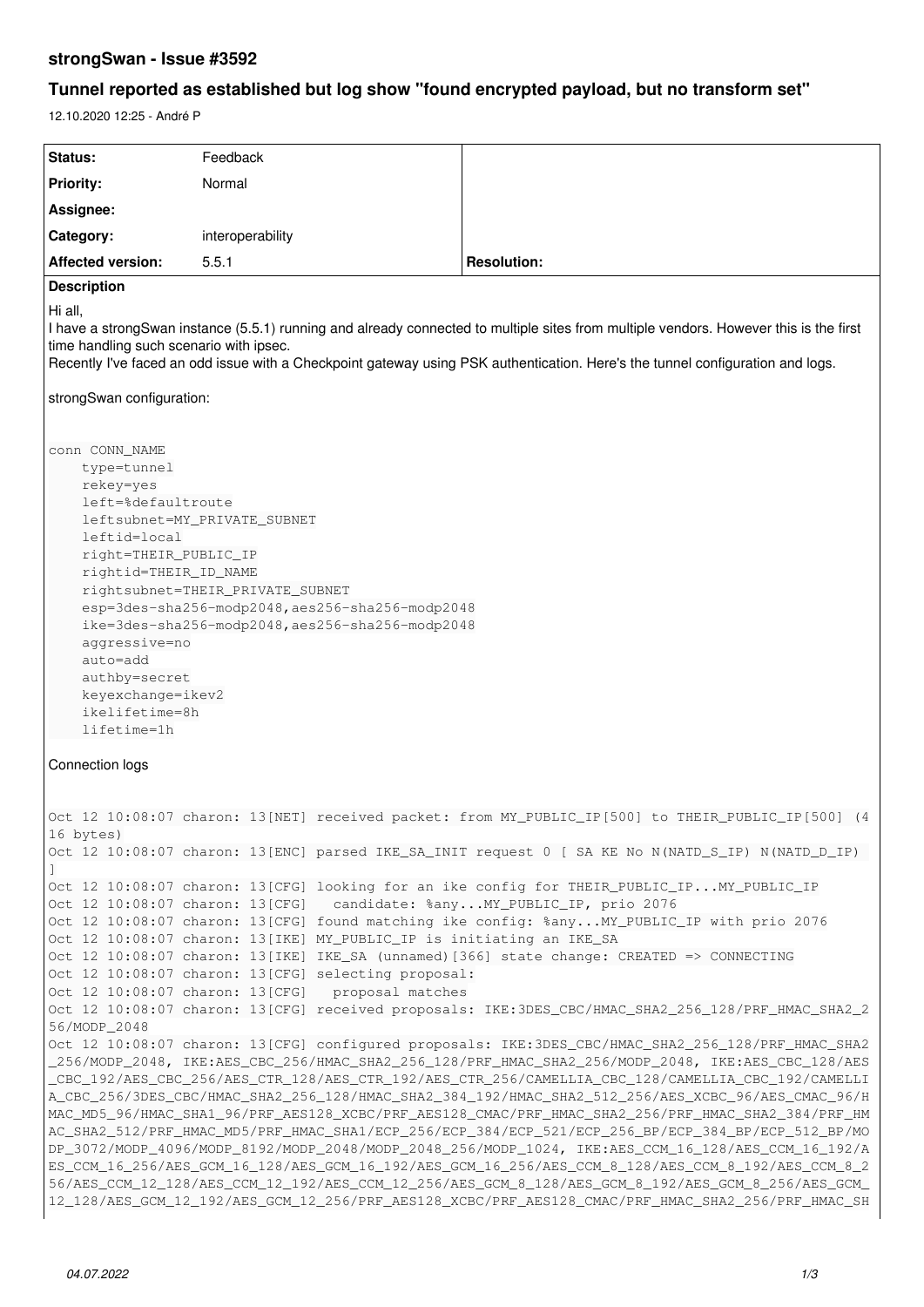# strongSwan - Issue #3592

## Tunnel reported as established but log show "found encrypted payload, but no transform set"

12.10.2020 12:25 - André P

| Status: | Feedback | |
|---|---|---|
| Priority: | Normal | |
| Assignee: | | |
| Category: | interoperability | |
| Affected version: | 5.5.1 | Resolution: |

**Description**

Hi all,
I have a strongSwan instance (5.5.1) running and already connected to multiple sites from multiple vendors. However this is the first time handling such scenario with ipsec.
Recently I've faced an odd issue with a Checkpoint gateway using PSK authentication. Here's the tunnel configuration and logs.

strongSwan configuration:

```
conn CONN_NAME
    type=tunnel
    rekey=yes
    left=%defaultroute
    leftsubnet=MY_PRIVATE_SUBNET
    leftid=local
    right=THEIR_PUBLIC_IP
    rightid=THEIR_ID_NAME
    rightsubnet=THEIR_PRIVATE_SUBNET
    esp=3des-sha256-modp2048,aes256-sha256-modp2048
    ike=3des-sha256-modp2048,aes256-sha256-modp2048
    aggressive=no
    auto=add
    authby=secret
    keyexchange=ikev2
    ikelifetime=8h
    lifetime=1h
```

Connection logs

```
Oct 12 10:08:07 charon: 13[NET] received packet: from MY_PUBLIC_IP[500] to THEIR_PUBLIC_IP[500] (416 bytes)
Oct 12 10:08:07 charon: 13[ENC] parsed IKE_SA_INIT request 0 [ SA KE No N(NATD_S_IP) N(NATD_D_IP) ]
Oct 12 10:08:07 charon: 13[CFG] looking for an ike config for THEIR_PUBLIC_IP...MY_PUBLIC_IP
Oct 12 10:08:07 charon: 13[CFG]   candidate: %any...MY_PUBLIC_IP, prio 2076
Oct 12 10:08:07 charon: 13[CFG] found matching ike config: %any...MY_PUBLIC_IP with prio 2076
Oct 12 10:08:07 charon: 13[IKE] MY_PUBLIC_IP is initiating an IKE_SA
Oct 12 10:08:07 charon: 13[IKE] IKE_SA (unnamed)[366] state change: CREATED => CONNECTING
Oct 12 10:08:07 charon: 13[CFG] selecting proposal:
Oct 12 10:08:07 charon: 13[CFG]   proposal matches
Oct 12 10:08:07 charon: 13[CFG] received proposals: IKE:3DES_CBC/HMAC_SHA2_256_128/PRF_HMAC_SHA2_256/MODP_2048
Oct 12 10:08:07 charon: 13[CFG] configured proposals: IKE:3DES_CBC/HMAC_SHA2_256_128/PRF_HMAC_SHA2_256/MODP_2048, IKE:AES_CBC_256/HMAC_SHA2_256_128/PRF_HMAC_SHA2_256/MODP_2048, IKE:AES_CBC_128/AES_CBC_192/AES_CBC_256/AES_CTR_128/AES_CTR_192/AES_CTR_256/CAMELLIA_CBC_128/CAMELLIA_CBC_192/CAMELLIA_CBC_256/3DES_CBC/HMAC_SHA2_256_128/HMAC_SHA2_384_192/HMAC_SHA2_512_256/AES_XCBC_96/AES_CMAC_96/HMAC_MD5_96/HMAC_SHA1_96/PRF_AES128_XCBC/PRF_AES128_CMAC/PRF_HMAC_SHA2_256/PRF_HMAC_SHA2_384/PRF_HMAC_SHA2_512/PRF_HMAC_MD5/PRF_HMAC_SHA1/ECP_256/ECP_384/ECP_521/ECP_256_BP/ECP_384_BP/ECP_512_BP/MODP_3072/MODP_4096/MODP_8192/MODP_2048/MODP_2048_256/MODP_1024, IKE:AES_CCM_16_128/AES_CCM_16_192/AES_CCM_16_256/AES_GCM_16_128/AES_GCM_16_192/AES_GCM_16_256/AES_CCM_8_128/AES_CCM_8_192/AES_CCM_8_256/AES_CCM_12_128/AES_CCM_12_192/AES_CCM_12_256/AES_GCM_8_128/AES_GCM_8_192/AES_GCM_8_256/AES_GCM_12_128/AES_GCM_12_192/AES_GCM_12_256/PRF_AES128_XCBC/PRF_AES128_CMAC/PRF_HMAC_SHA2_256/PRF_HMAC_SH
```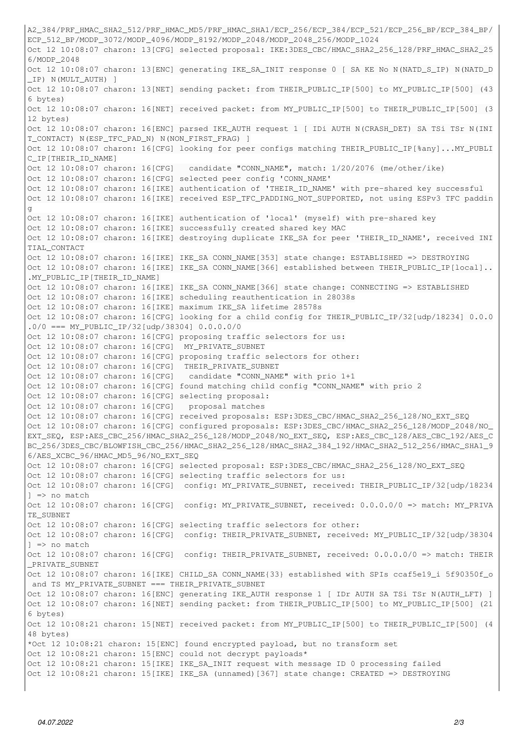```
A2_384/PRF_HMAC_SHA2_512/PRF_HMAC_MD5/PRF_HMAC_SHA1/ECP_256/ECP_384/ECP_521/ECP_256_BP/ECP_384_BP/
ECP_512_BP/MODP_3072/MODP_4096/MODP_8192/MODP_2048/MODP_2048_256/MODP_1024
Oct 12 10:08:07 charon: 13[CFG] selected proposal: IKE:3DES_CBC/HMAC_SHA2_256_128/PRF_HMAC_SHA2_25
6/MODP_2048
Oct 12 10:08:07 charon: 13[ENC] generating IKE_SA_INIT response 0 [ SA KE No N(NATD_S_IP) N(NATD_D
_IP) N(MULT_AUTH) ]
Oct 12 10:08:07 charon: 13[NET] sending packet: from THEIR_PUBLIC_IP[500] to MY_PUBLIC_IP[500] (43
6 bytes)
Oct 12 10:08:07 charon: 16[NET] received packet: from MY_PUBLIC_IP[500] to THEIR_PUBLIC_IP[500] (3
12 bytes)
Oct 12 10:08:07 charon: 16[ENC] parsed IKE_AUTH request 1 [ IDi AUTH N(CRASH_DET) SA TSi TSr N(INI
T_CONTACT) N(ESP_TFC_PAD_N) N(NON_FIRST_FRAG) ]
Oct 12 10:08:07 charon: 16[CFG] looking for peer configs matching THEIR_PUBLIC_IP[%any]...MY_PUBLI
C_IP[THEIR_ID_NAME]
Oct 12 10:08:07 charon: 16[CFG]   candidate "CONN_NAME", match: 1/20/2076 (me/other/ike)
Oct 12 10:08:07 charon: 16[CFG] selected peer config 'CONN_NAME'
Oct 12 10:08:07 charon: 16[IKE] authentication of 'THEIR_ID_NAME' with pre-shared key successful
Oct 12 10:08:07 charon: 16[IKE] received ESP_TFC_PADDING_NOT_SUPPORTED, not using ESPv3 TFC paddin
g
Oct 12 10:08:07 charon: 16[IKE] authentication of 'local' (myself) with pre-shared key
Oct 12 10:08:07 charon: 16[IKE] successfully created shared key MAC
Oct 12 10:08:07 charon: 16[IKE] destroying duplicate IKE_SA for peer 'THEIR_ID_NAME', received INI
TIAL_CONTACT
Oct 12 10:08:07 charon: 16[IKE] IKE_SA CONN_NAME[353] state change: ESTABLISHED => DESTROYING
Oct 12 10:08:07 charon: 16[IKE] IKE_SA CONN_NAME[366] established between THEIR_PUBLIC_IP[local]..
.MY_PUBLIC_IP[THEIR_ID_NAME]
Oct 12 10:08:07 charon: 16[IKE] IKE_SA CONN_NAME[366] state change: CONNECTING => ESTABLISHED
Oct 12 10:08:07 charon: 16[IKE] scheduling reauthentication in 28038s
Oct 12 10:08:07 charon: 16[IKE] maximum IKE_SA lifetime 28578s
Oct 12 10:08:07 charon: 16[CFG] looking for a child config for THEIR_PUBLIC_IP/32[udp/18234] 0.0.0
.0/0 === MY_PUBLIC_IP/32[udp/38304] 0.0.0.0/0
Oct 12 10:08:07 charon: 16[CFG] proposing traffic selectors for us:
Oct 12 10:08:07 charon: 16[CFG]  MY_PRIVATE_SUBNET
Oct 12 10:08:07 charon: 16[CFG] proposing traffic selectors for other:
Oct 12 10:08:07 charon: 16[CFG]  THEIR_PRIVATE_SUBNET
Oct 12 10:08:07 charon: 16[CFG]   candidate "CONN_NAME" with prio 1+1
Oct 12 10:08:07 charon: 16[CFG] found matching child config "CONN_NAME" with prio 2
Oct 12 10:08:07 charon: 16[CFG] selecting proposal:
Oct 12 10:08:07 charon: 16[CFG]   proposal matches
Oct 12 10:08:07 charon: 16[CFG] received proposals: ESP:3DES_CBC/HMAC_SHA2_256_128/NO_EXT_SEQ
Oct 12 10:08:07 charon: 16[CFG] configured proposals: ESP:3DES_CBC/HMAC_SHA2_256_128/MODP_2048/NO_
EXT_SEQ, ESP:AES_CBC_256/HMAC_SHA2_256_128/MODP_2048/NO_EXT_SEQ, ESP:AES_CBC_128/AES_CBC_192/AES_C
BC_256/3DES_CBC/BLOWFISH_CBC_256/HMAC_SHA2_256_128/HMAC_SHA2_384_192/HMAC_SHA2_512_256/HMAC_SHA1_9
6/AES_XCBC_96/HMAC_MD5_96/NO_EXT_SEQ
Oct 12 10:08:07 charon: 16[CFG] selected proposal: ESP:3DES_CBC/HMAC_SHA2_256_128/NO_EXT_SEQ
Oct 12 10:08:07 charon: 16[CFG] selecting traffic selectors for us:
Oct 12 10:08:07 charon: 16[CFG]  config: MY_PRIVATE_SUBNET, received: THEIR_PUBLIC_IP/32[udp/18234
] => no match
Oct 12 10:08:07 charon: 16[CFG]  config: MY_PRIVATE_SUBNET, received: 0.0.0.0/0 => match: MY_PRIVA
TE_SUBNET
Oct 12 10:08:07 charon: 16[CFG] selecting traffic selectors for other:
Oct 12 10:08:07 charon: 16[CFG]  config: THEIR_PRIVATE_SUBNET, received: MY_PUBLIC_IP/32[udp/38304
] => no match
Oct 12 10:08:07 charon: 16[CFG]  config: THEIR_PRIVATE_SUBNET, received: 0.0.0.0/0 => match: THEIR
_PRIVATE_SUBNET
Oct 12 10:08:07 charon: 16[IKE] CHILD_SA CONN_NAME{33} established with SPIs ccaf5e19_i 5f90350f_o
 and TS MY_PRIVATE_SUBNET === THEIR_PRIVATE_SUBNET
Oct 12 10:08:07 charon: 16[ENC] generating IKE_AUTH response 1 [ IDr AUTH SA TSi TSr N(AUTH_LFT) ]
Oct 12 10:08:07 charon: 16[NET] sending packet: from THEIR_PUBLIC_IP[500] to MY_PUBLIC_IP[500] (21
6 bytes)
Oct 12 10:08:21 charon: 15[NET] received packet: from MY_PUBLIC_IP[500] to THEIR_PUBLIC_IP[500] (4
48 bytes)
*Oct 12 10:08:21 charon: 15[ENC] found encrypted payload, but no transform set
Oct 12 10:08:21 charon: 15[ENC] could not decrypt payloads*
Oct 12 10:08:21 charon: 15[IKE] IKE_SA_INIT request with message ID 0 processing failed
Oct 12 10:08:21 charon: 15[IKE] IKE_SA (unnamed)[367] state change: CREATED => DESTROYING
```

04.07.2022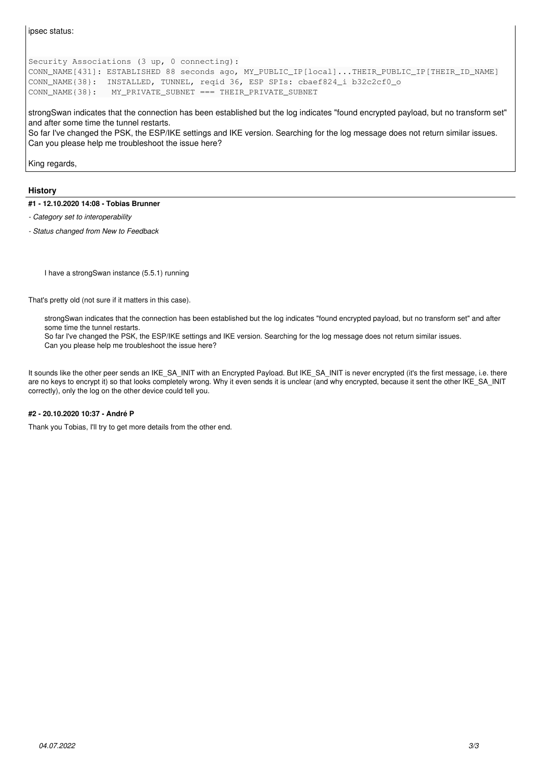ipsec status:

```
Security Associations (3 up, 0 connecting):
CONN_NAME[431]: ESTABLISHED 88 seconds ago, MY_PUBLIC_IP[local]...THEIR_PUBLIC_IP[THEIR_ID_NAME]
CONN_NAME{38}:  INSTALLED, TUNNEL, reqid 36, ESP SPIs: cbaef824_i b32c2cf0_o
CONN_NAME{38}:   MY_PRIVATE_SUBNET === THEIR_PRIVATE_SUBNET
```

strongSwan indicates that the connection has been established but the log indicates "found encrypted payload, but no transform set" and after some time the tunnel restarts.
So far I've changed the PSK, the ESP/IKE settings and IKE version. Searching for the log message does not return similar issues.
Can you please help me troubleshoot the issue here?

King regards,

## History

### #1 - 12.10.2020 14:08 - Tobias Brunner

- *Category set to interoperability*
- *Status changed from New to Feedback*

> I have a strongSwan instance (5.5.1) running

That's pretty old (not sure if it matters in this case).

> strongSwan indicates that the connection has been established but the log indicates "found encrypted payload, but no transform set" and after some time the tunnel restarts.
> So far I've changed the PSK, the ESP/IKE settings and IKE version. Searching for the log message does not return similar issues.
> Can you please help me troubleshoot the issue here?

It sounds like the other peer sends an IKE_SA_INIT with an Encrypted Payload. But IKE_SA_INIT is never encrypted (it's the first message, i.e. there are no keys to encrypt it) so that looks completely wrong. Why it even sends it is unclear (and why encrypted, because it sent the other IKE_SA_INIT correctly), only the log on the other device could tell you.

### #2 - 20.10.2020 10:37 - André P

Thank you Tobias, I'll try to get more details from the other end.